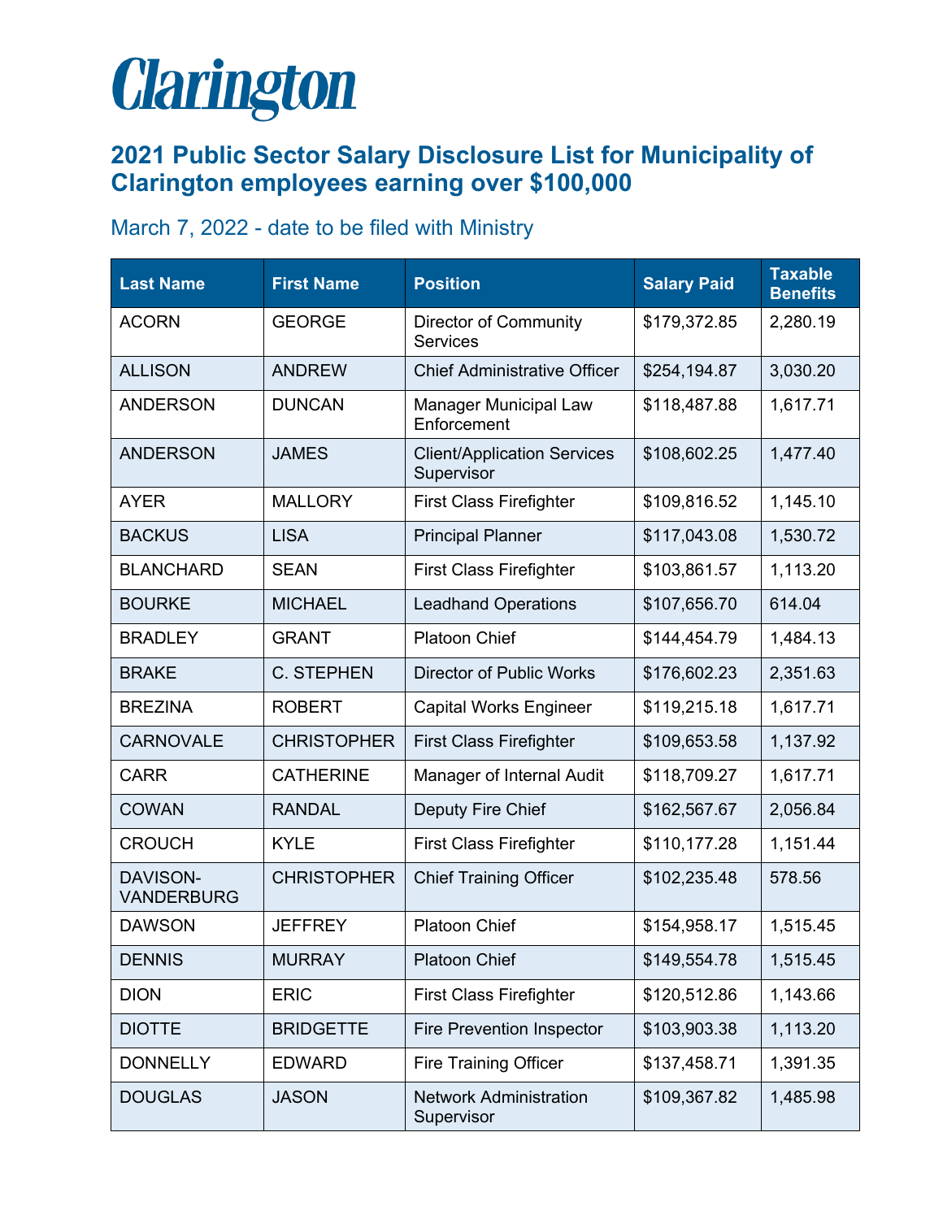# Clarington

## 2021 Public Sector Salary Disclosure List for Municipality of Clarington employees earning over $100,000

### March 7, 2022 - date to be filed with Ministry

| Last Name | First Name | Position | Salary Paid | Taxable Benefits |
|---|---|---|---|---|
| ACORN | GEORGE | Director of Community Services | $179,372.85 | 2,280.19 |
| ALLISON | ANDREW | Chief Administrative Officer | $254,194.87 | 3,030.20 |
| ANDERSON | DUNCAN | Manager Municipal Law Enforcement | $118,487.88 | 1,617.71 |
| ANDERSON | JAMES | Client/Application Services Supervisor | $108,602.25 | 1,477.40 |
| AYER | MALLORY | First Class Firefighter | $109,816.52 | 1,145.10 |
| BACKUS | LISA | Principal Planner | $117,043.08 | 1,530.72 |
| BLANCHARD | SEAN | First Class Firefighter | $103,861.57 | 1,113.20 |
| BOURKE | MICHAEL | Leadhand Operations | $107,656.70 | 614.04 |
| BRADLEY | GRANT | Platoon Chief | $144,454.79 | 1,484.13 |
| BRAKE | C. STEPHEN | Director of Public Works | $176,602.23 | 2,351.63 |
| BREZINA | ROBERT | Capital Works Engineer | $119,215.18 | 1,617.71 |
| CARNOVALE | CHRISTOPHER | First Class Firefighter | $109,653.58 | 1,137.92 |
| CARR | CATHERINE | Manager of Internal Audit | $118,709.27 | 1,617.71 |
| COWAN | RANDAL | Deputy Fire Chief | $162,567.67 | 2,056.84 |
| CROUCH | KYLE | First Class Firefighter | $110,177.28 | 1,151.44 |
| DAVISON-VANDERBURG | CHRISTOPHER | Chief Training Officer | $102,235.48 | 578.56 |
| DAWSON | JEFFREY | Platoon Chief | $154,958.17 | 1,515.45 |
| DENNIS | MURRAY | Platoon Chief | $149,554.78 | 1,515.45 |
| DION | ERIC | First Class Firefighter | $120,512.86 | 1,143.66 |
| DIOTTE | BRIDGETTE | Fire Prevention Inspector | $103,903.38 | 1,113.20 |
| DONNELLY | EDWARD | Fire Training Officer | $137,458.71 | 1,391.35 |
| DOUGLAS | JASON | Network Administration Supervisor | $109,367.82 | 1,485.98 |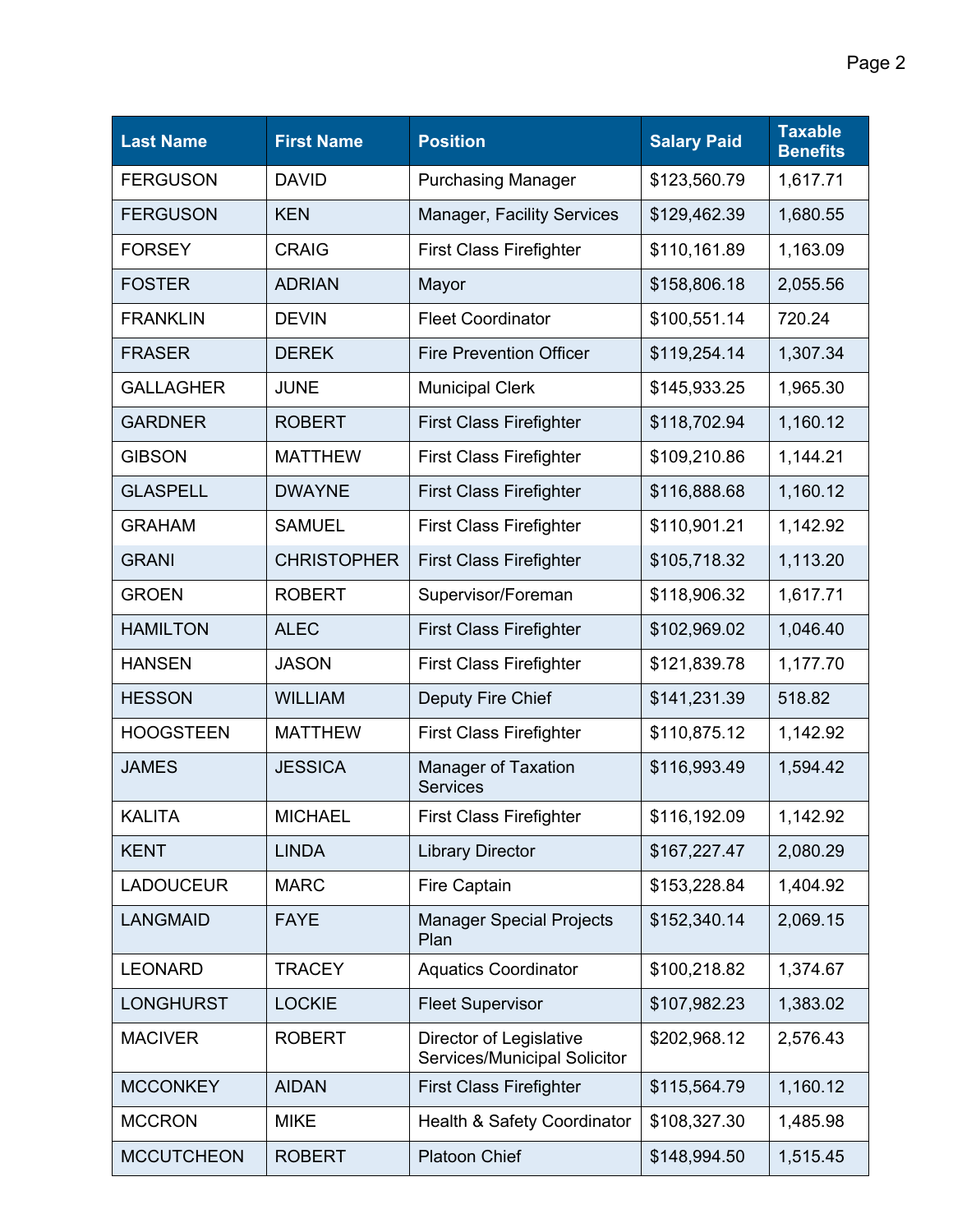| Last Name | First Name | Position | Salary Paid | Taxable Benefits |
| --- | --- | --- | --- | --- |
| FERGUSON | DAVID | Purchasing Manager | $123,560.79 | 1,617.71 |
| FERGUSON | KEN | Manager, Facility Services | $129,462.39 | 1,680.55 |
| FORSEY | CRAIG | First Class Firefighter | $110,161.89 | 1,163.09 |
| FOSTER | ADRIAN | Mayor | $158,806.18 | 2,055.56 |
| FRANKLIN | DEVIN | Fleet Coordinator | $100,551.14 | 720.24 |
| FRASER | DEREK | Fire Prevention Officer | $119,254.14 | 1,307.34 |
| GALLAGHER | JUNE | Municipal Clerk | $145,933.25 | 1,965.30 |
| GARDNER | ROBERT | First Class Firefighter | $118,702.94 | 1,160.12 |
| GIBSON | MATTHEW | First Class Firefighter | $109,210.86 | 1,144.21 |
| GLASPELL | DWAYNE | First Class Firefighter | $116,888.68 | 1,160.12 |
| GRAHAM | SAMUEL | First Class Firefighter | $110,901.21 | 1,142.92 |
| GRANI | CHRISTOPHER | First Class Firefighter | $105,718.32 | 1,113.20 |
| GROEN | ROBERT | Supervisor/Foreman | $118,906.32 | 1,617.71 |
| HAMILTON | ALEC | First Class Firefighter | $102,969.02 | 1,046.40 |
| HANSEN | JASON | First Class Firefighter | $121,839.78 | 1,177.70 |
| HESSON | WILLIAM | Deputy Fire Chief | $141,231.39 | 518.82 |
| HOOGSTEEN | MATTHEW | First Class Firefighter | $110,875.12 | 1,142.92 |
| JAMES | JESSICA | Manager of Taxation Services | $116,993.49 | 1,594.42 |
| KALITA | MICHAEL | First Class Firefighter | $116,192.09 | 1,142.92 |
| KENT | LINDA | Library Director | $167,227.47 | 2,080.29 |
| LADOUCEUR | MARC | Fire Captain | $153,228.84 | 1,404.92 |
| LANGMAID | FAYE | Manager Special Projects Plan | $152,340.14 | 2,069.15 |
| LEONARD | TRACEY | Aquatics Coordinator | $100,218.82 | 1,374.67 |
| LONGHURST | LOCKIE | Fleet Supervisor | $107,982.23 | 1,383.02 |
| MACIVER | ROBERT | Director of Legislative Services/Municipal Solicitor | $202,968.12 | 2,576.43 |
| MCCONKEY | AIDAN | First Class Firefighter | $115,564.79 | 1,160.12 |
| MCCRON | MIKE | Health & Safety Coordinator | $108,327.30 | 1,485.98 |
| MCCUTCHEON | ROBERT | Platoon Chief | $148,994.50 | 1,515.45 |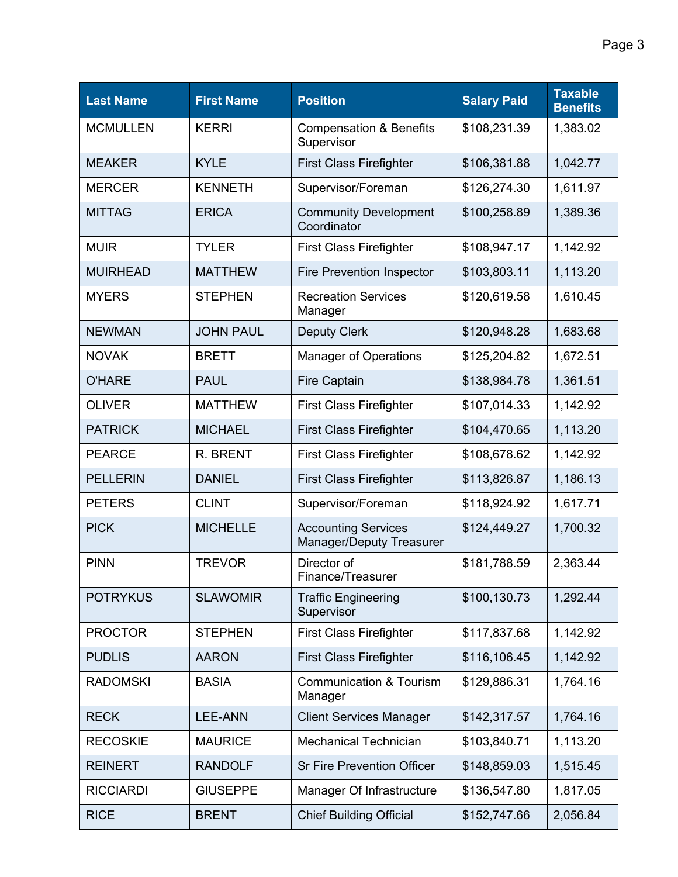| Last Name | First Name | Position | Salary Paid | Taxable Benefits |
|---|---|---|---|---|
| MCMULLEN | KERRI | Compensation & Benefits Supervisor | $108,231.39 | 1,383.02 |
| MEAKER | KYLE | First Class Firefighter | $106,381.88 | 1,042.77 |
| MERCER | KENNETH | Supervisor/Foreman | $126,274.30 | 1,611.97 |
| MITTAG | ERICA | Community Development Coordinator | $100,258.89 | 1,389.36 |
| MUIR | TYLER | First Class Firefighter | $108,947.17 | 1,142.92 |
| MUIRHEAD | MATTHEW | Fire Prevention Inspector | $103,803.11 | 1,113.20 |
| MYERS | STEPHEN | Recreation Services Manager | $120,619.58 | 1,610.45 |
| NEWMAN | JOHN PAUL | Deputy Clerk | $120,948.28 | 1,683.68 |
| NOVAK | BRETT | Manager of Operations | $125,204.82 | 1,672.51 |
| O'HARE | PAUL | Fire Captain | $138,984.78 | 1,361.51 |
| OLIVER | MATTHEW | First Class Firefighter | $107,014.33 | 1,142.92 |
| PATRICK | MICHAEL | First Class Firefighter | $104,470.65 | 1,113.20 |
| PEARCE | R. BRENT | First Class Firefighter | $108,678.62 | 1,142.92 |
| PELLERIN | DANIEL | First Class Firefighter | $113,826.87 | 1,186.13 |
| PETERS | CLINT | Supervisor/Foreman | $118,924.92 | 1,617.71 |
| PICK | MICHELLE | Accounting Services Manager/Deputy Treasurer | $124,449.27 | 1,700.32 |
| PINN | TREVOR | Director of Finance/Treasurer | $181,788.59 | 2,363.44 |
| POTRYKUS | SLAWOMIR | Traffic Engineering Supervisor | $100,130.73 | 1,292.44 |
| PROCTOR | STEPHEN | First Class Firefighter | $117,837.68 | 1,142.92 |
| PUDLIS | AARON | First Class Firefighter | $116,106.45 | 1,142.92 |
| RADOMSKI | BASIA | Communication & Tourism Manager | $129,886.31 | 1,764.16 |
| RECK | LEE-ANN | Client Services Manager | $142,317.57 | 1,764.16 |
| RECOSKIE | MAURICE | Mechanical Technician | $103,840.71 | 1,113.20 |
| REINERT | RANDOLF | Sr Fire Prevention Officer | $148,859.03 | 1,515.45 |
| RICCIARDI | GIUSEPPE | Manager Of Infrastructure | $136,547.80 | 1,817.05 |
| RICE | BRENT | Chief Building Official | $152,747.66 | 2,056.84 |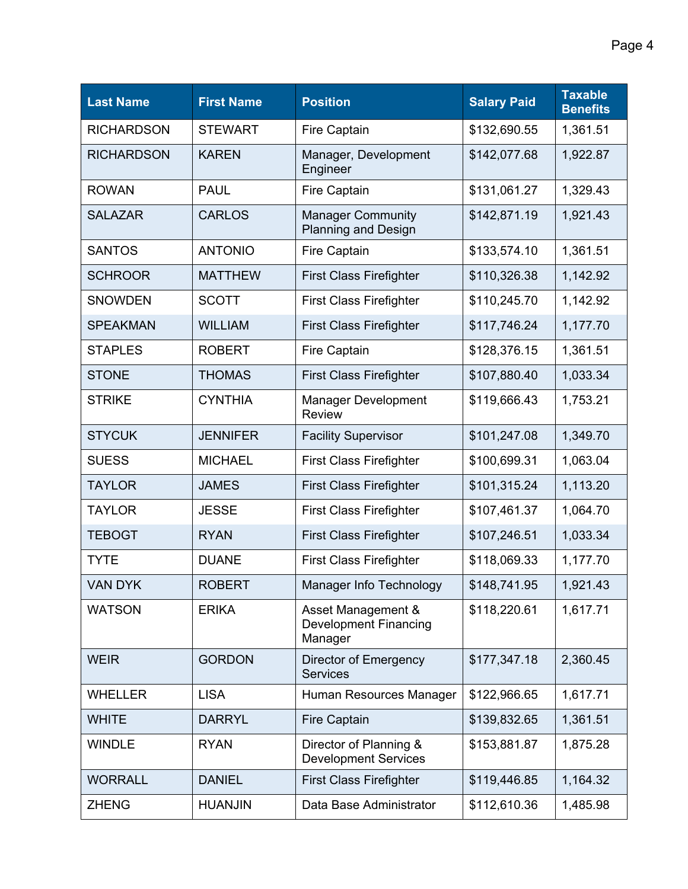| Last Name | First Name | Position | Salary Paid | Taxable Benefits |
|---|---|---|---|---|
| RICHARDSON | STEWART | Fire Captain | $132,690.55 | 1,361.51 |
| RICHARDSON | KAREN | Manager, Development Engineer | $142,077.68 | 1,922.87 |
| ROWAN | PAUL | Fire Captain | $131,061.27 | 1,329.43 |
| SALAZAR | CARLOS | Manager Community Planning and Design | $142,871.19 | 1,921.43 |
| SANTOS | ANTONIO | Fire Captain | $133,574.10 | 1,361.51 |
| SCHROOR | MATTHEW | First Class Firefighter | $110,326.38 | 1,142.92 |
| SNOWDEN | SCOTT | First Class Firefighter | $110,245.70 | 1,142.92 |
| SPEAKMAN | WILLIAM | First Class Firefighter | $117,746.24 | 1,177.70 |
| STAPLES | ROBERT | Fire Captain | $128,376.15 | 1,361.51 |
| STONE | THOMAS | First Class Firefighter | $107,880.40 | 1,033.34 |
| STRIKE | CYNTHIA | Manager Development Review | $119,666.43 | 1,753.21 |
| STYCUK | JENNIFER | Facility Supervisor | $101,247.08 | 1,349.70 |
| SUESS | MICHAEL | First Class Firefighter | $100,699.31 | 1,063.04 |
| TAYLOR | JAMES | First Class Firefighter | $101,315.24 | 1,113.20 |
| TAYLOR | JESSE | First Class Firefighter | $107,461.37 | 1,064.70 |
| TEBOGT | RYAN | First Class Firefighter | $107,246.51 | 1,033.34 |
| TYTE | DUANE | First Class Firefighter | $118,069.33 | 1,177.70 |
| VAN DYK | ROBERT | Manager Info Technology | $148,741.95 | 1,921.43 |
| WATSON | ERIKA | Asset Management & Development Financing Manager | $118,220.61 | 1,617.71 |
| WEIR | GORDON | Director of Emergency Services | $177,347.18 | 2,360.45 |
| WHELLER | LISA | Human Resources Manager | $122,966.65 | 1,617.71 |
| WHITE | DARRYL | Fire Captain | $139,832.65 | 1,361.51 |
| WINDLE | RYAN | Director of Planning & Development Services | $153,881.87 | 1,875.28 |
| WORRALL | DANIEL | First Class Firefighter | $119,446.85 | 1,164.32 |
| ZHENG | HUANJIN | Data Base Administrator | $112,610.36 | 1,485.98 |